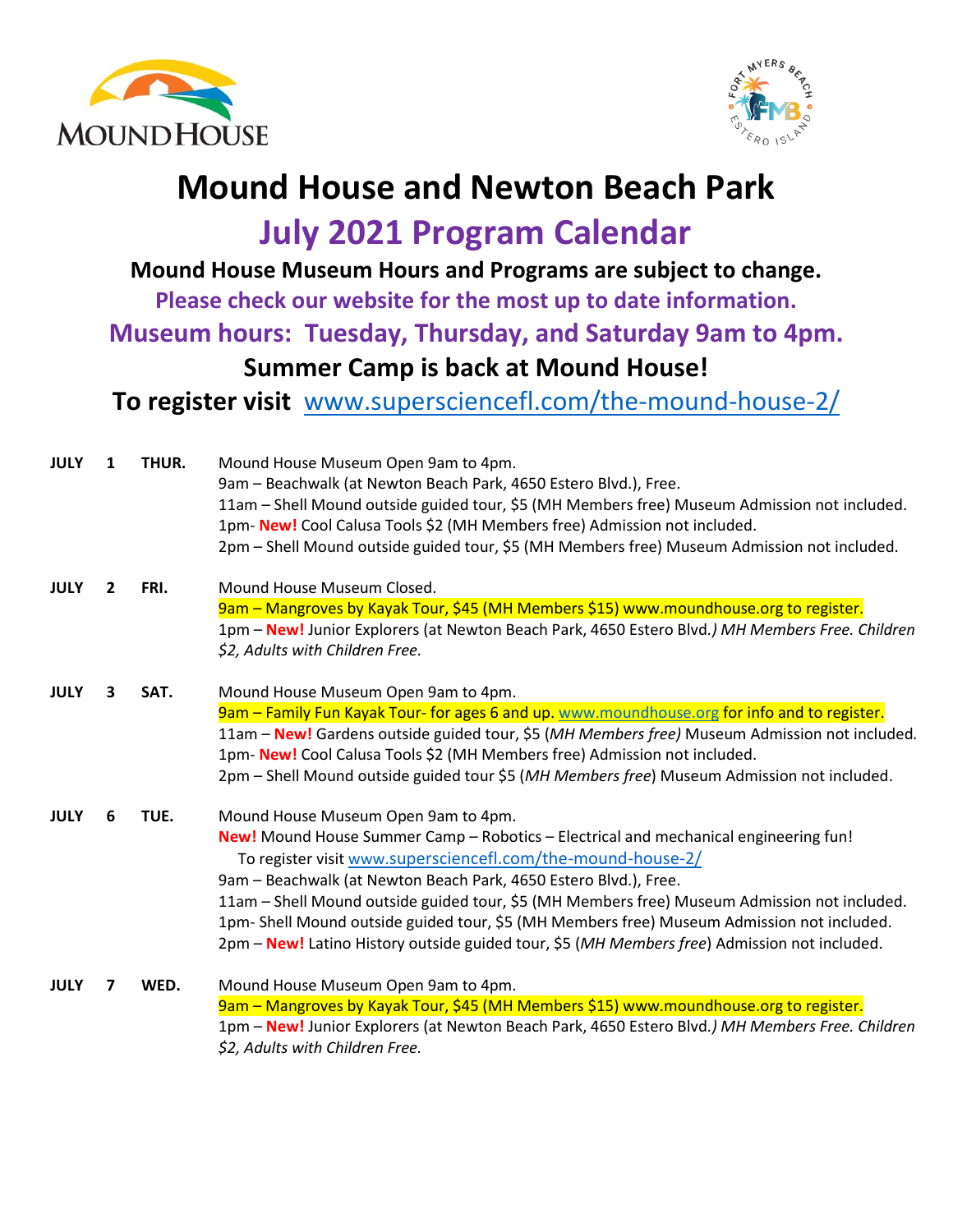# Mound House and Newton Beach Park

## July 2021 Program Calendar

**Mound House Museum Hours and Programs are subject to change.**

**Please check our website for the most up to date information.**

**Museum hours: Tuesday, Thursday, and Saturday 9am to 4pm.**

**Summer Camp is back at Mound House!**

**To register visit** www.supersciencefl.com/the-mound-house-2/

**JULY 1 THUR.**

Mound House Museum Open 9am to 4pm.
9am – Beachwalk (at Newton Beach Park, 4650 Estero Blvd.), Free.
11am – Shell Mound outside guided tour, $5 (MH Members free) Museum Admission not included.
1pm- **New!** Cool Calusa Tools $2 (MH Members free) Admission not included.
2pm – Shell Mound outside guided tour, $5 (MH Members free) Museum Admission not included.

**JULY 2 FRI.**

Mound House Museum Closed.
9am – Mangroves by Kayak Tour, $45 (MH Members $15) www.moundhouse.org to register.
1pm – **New!** Junior Explorers (at Newton Beach Park, 4650 Estero Blvd.*) MH Members Free. Children $2, Adults with Children Free.*

**JULY 3 SAT.**

Mound House Museum Open 9am to 4pm.
9am – Family Fun Kayak Tour- for ages 6 and up. www.moundhouse.org for info and to register.
11am – **New!** Gardens outside guided tour, $5 (*MH Members free)* Museum Admission not included*.*
1pm- **New!** Cool Calusa Tools $2 (MH Members free) Admission not included.
2pm – Shell Mound outside guided tour $5 (*MH Members free*) Museum Admission not included.

**JULY 6 TUE.**

Mound House Museum Open 9am to 4pm.
**New!** Mound House Summer Camp – Robotics – Electrical and mechanical engineering fun!
To register visit www.supersciencefl.com/the-mound-house-2/
9am – Beachwalk (at Newton Beach Park, 4650 Estero Blvd.), Free.
11am – Shell Mound outside guided tour, $5 (MH Members free) Museum Admission not included.
1pm- Shell Mound outside guided tour, $5 (MH Members free) Museum Admission not included.
2pm – **New!** Latino History outside guided tour, $5 (*MH Members free*) Admission not included.

**JULY 7 WED.**

Mound House Museum Open 9am to 4pm.
9am – Mangroves by Kayak Tour, $45 (MH Members $15) www.moundhouse.org to register.
1pm – **New!** Junior Explorers (at Newton Beach Park, 4650 Estero Blvd.*) MH Members Free. Children $2, Adults with Children Free.*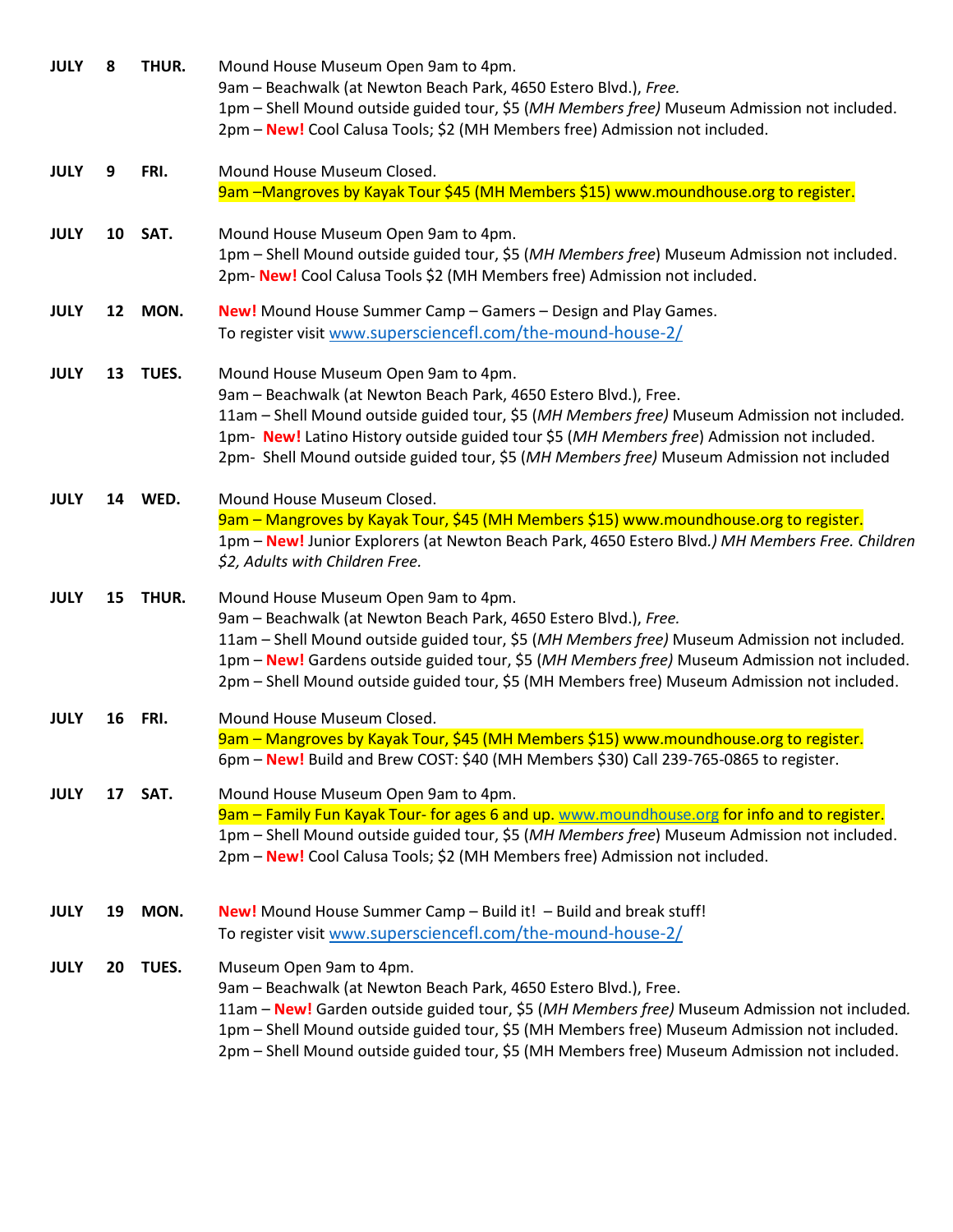**JULY 8 THUR.**
Mound House Museum Open 9am to 4pm.
9am – Beachwalk (at Newton Beach Park, 4650 Estero Blvd.), *Free.*
1pm – Shell Mound outside guided tour, $5 (*MH Members free)* Museum Admission not included.
2pm – **New!** Cool Calusa Tools; $2 (MH Members free) Admission not included.

**JULY 9 FRI.**
Mound House Museum Closed.
9am –Mangroves by Kayak Tour $45 (MH Members $15) www.moundhouse.org to register.

**JULY 10 SAT.**
Mound House Museum Open 9am to 4pm.
1pm – Shell Mound outside guided tour, $5 (*MH Members free*) Museum Admission not included.
2pm- **New!** Cool Calusa Tools $2 (MH Members free) Admission not included.

**JULY 12 MON.**
**New!** Mound House Summer Camp – Gamers – Design and Play Games.
To register visit [www.supersciencefl.com/the-mound-house-2/](www.supersciencefl.com/the-mound-house-2/)

**JULY 13 TUES.**
Mound House Museum Open 9am to 4pm.
9am – Beachwalk (at Newton Beach Park, 4650 Estero Blvd.), Free.
11am – Shell Mound outside guided tour, $5 (*MH Members free)* Museum Admission not included.
1pm- **New!** Latino History outside guided tour $5 (*MH Members free*) Admission not included.
2pm- Shell Mound outside guided tour, $5 (*MH Members free)* Museum Admission not included

**JULY 14 WED.**
Mound House Museum Closed.
9am – Mangroves by Kayak Tour, $45 (MH Members $15) www.moundhouse.org to register.
1pm – **New!** Junior Explorers (at Newton Beach Park, 4650 Estero Blvd.*) MH Members Free. Children $2, Adults with Children Free.*

**JULY 15 THUR.**
Mound House Museum Open 9am to 4pm.
9am – Beachwalk (at Newton Beach Park, 4650 Estero Blvd.), *Free.*
11am – Shell Mound outside guided tour, $5 (*MH Members free)* Museum Admission not included.
1pm – **New!** Gardens outside guided tour, $5 (*MH Members free)* Museum Admission not included.
2pm – Shell Mound outside guided tour, $5 (MH Members free) Museum Admission not included.

**JULY 16 FRI.**
Mound House Museum Closed.
9am – Mangroves by Kayak Tour, $45 (MH Members $15) www.moundhouse.org to register.
6pm – **New!** Build and Brew COST: $40 (MH Members $30) Call 239-765-0865 to register.

**JULY 17 SAT.**
Mound House Museum Open 9am to 4pm.
9am – Family Fun Kayak Tour- for ages 6 and up. [www.moundhouse.org](www.moundhouse.org) for info and to register.
1pm – Shell Mound outside guided tour, $5 (*MH Members free*) Museum Admission not included.
2pm – **New!** Cool Calusa Tools; $2 (MH Members free) Admission not included.

**JULY 19 MON.**
**New!** Mound House Summer Camp – Build it! – Build and break stuff!
To register visit [www.supersciencefl.com/the-mound-house-2/](www.supersciencefl.com/the-mound-house-2/)

**JULY 20 TUES.**
Museum Open 9am to 4pm.
9am – Beachwalk (at Newton Beach Park, 4650 Estero Blvd.), Free.
11am – **New!** Garden outside guided tour, $5 (*MH Members free)* Museum Admission not included.
1pm – Shell Mound outside guided tour, $5 (MH Members free) Museum Admission not included.
2pm – Shell Mound outside guided tour, $5 (MH Members free) Museum Admission not included.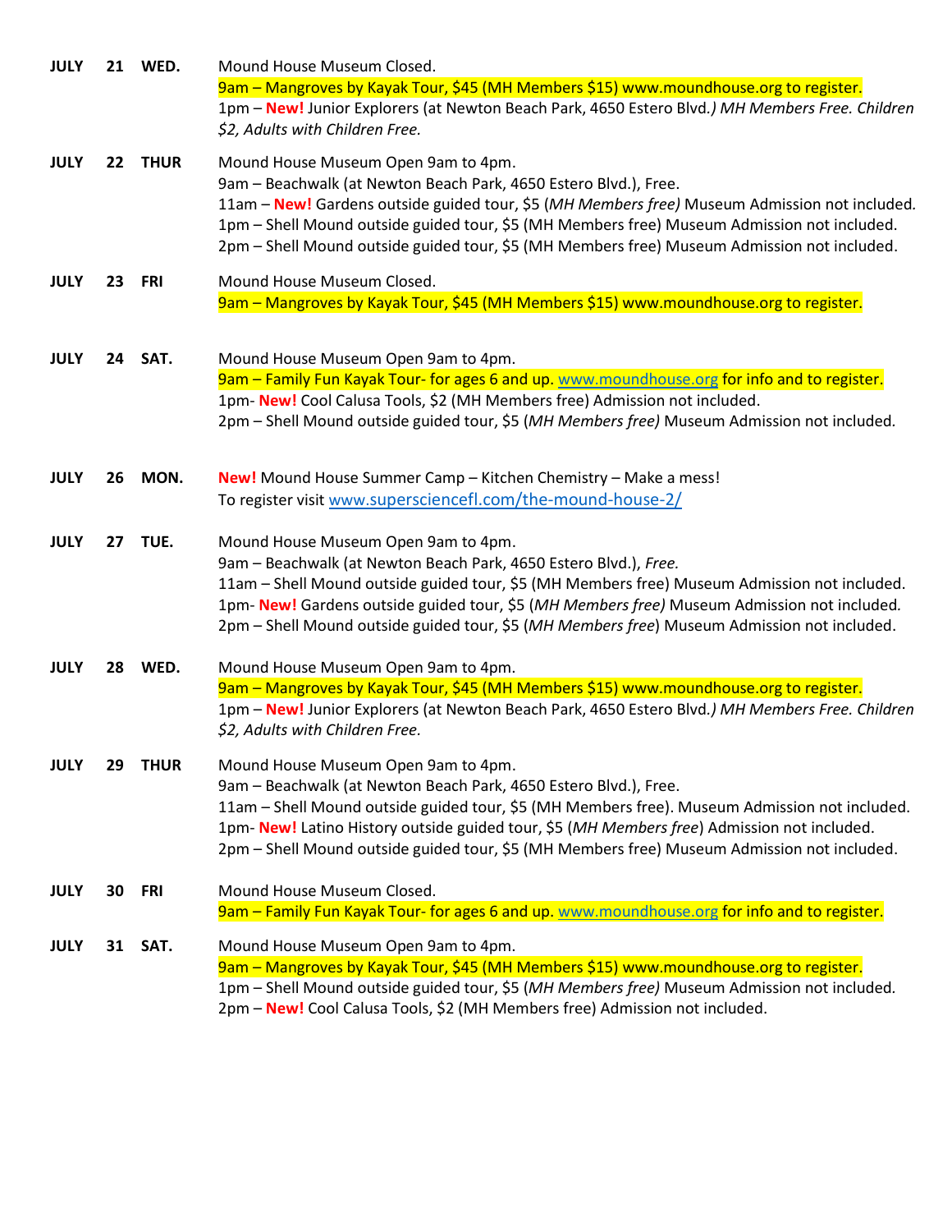| | | | |
|---|---|---|---|
| **JULY** | **21** | **WED.** | Mound House Museum Closed.<br>9am – Mangroves by Kayak Tour, $45 (MH Members $15) www.moundhouse.org to register.<br>1pm – **New!** Junior Explorers (at Newton Beach Park, 4650 Estero Blvd.*) MH Members Free. Children $2, Adults with Children Free.* |
| **JULY** | **22** | **THUR** | Mound House Museum Open 9am to 4pm.<br>9am – Beachwalk (at Newton Beach Park, 4650 Estero Blvd.), Free.<br>11am – **New!** Gardens outside guided tour, $5 (*MH Members free)* Museum Admission not included.<br>1pm – Shell Mound outside guided tour, $5 (MH Members free) Museum Admission not included.<br>2pm – Shell Mound outside guided tour, $5 (MH Members free) Museum Admission not included. |
| **JULY** | **23** | **FRI** | Mound House Museum Closed.<br>9am – Mangroves by Kayak Tour, $45 (MH Members $15) www.moundhouse.org to register. |
| **JULY** | **24** | **SAT.** | Mound House Museum Open 9am to 4pm.<br>9am – Family Fun Kayak Tour- for ages 6 and up. www.moundhouse.org for info and to register.<br>1pm- **New!** Cool Calusa Tools, $2 (MH Members free) Admission not included.<br>2pm – Shell Mound outside guided tour, $5 (*MH Members free)* Museum Admission not included. |
| **JULY** | **26** | **MON.** | **New!** Mound House Summer Camp – Kitchen Chemistry – Make a mess!<br>To register visit www.superciencefl.com/the-mound-house-2/ |
| **JULY** | **27** | **TUE.** | Mound House Museum Open 9am to 4pm.<br>9am – Beachwalk (at Newton Beach Park, 4650 Estero Blvd.), *Free.*<br>11am – Shell Mound outside guided tour, $5 (MH Members free) Museum Admission not included.<br>1pm- **New!** Gardens outside guided tour, $5 (*MH Members free)* Museum Admission not included.<br>2pm – Shell Mound outside guided tour, $5 (*MH Members free*) Museum Admission not included. |
| **JULY** | **28** | **WED.** | Mound House Museum Open 9am to 4pm.<br>9am – Mangroves by Kayak Tour, $45 (MH Members $15) www.moundhouse.org to register.<br>1pm – **New!** Junior Explorers (at Newton Beach Park, 4650 Estero Blvd.*) MH Members Free. Children $2, Adults with Children Free.* |
| **JULY** | **29** | **THUR** | Mound House Museum Open 9am to 4pm.<br>9am – Beachwalk (at Newton Beach Park, 4650 Estero Blvd.), Free.<br>11am – Shell Mound outside guided tour, $5 (MH Members free). Museum Admission not included.<br>1pm- **New!** Latino History outside guided tour, $5 (*MH Members free*) Admission not included.<br>2pm – Shell Mound outside guided tour, $5 (MH Members free) Museum Admission not included. |
| **JULY** | **30** | **FRI** | Mound House Museum Closed.<br>9am – Family Fun Kayak Tour- for ages 6 and up. www.moundhouse.org for info and to register. |
| **JULY** | **31** | **SAT.** | Mound House Museum Open 9am to 4pm.<br>9am – Mangroves by Kayak Tour, $45 (MH Members $15) www.moundhouse.org to register.<br>1pm – Shell Mound outside guided tour, $5 (*MH Members free)* Museum Admission not included.<br>2pm – **New!** Cool Calusa Tools, $2 (MH Members free) Admission not included. |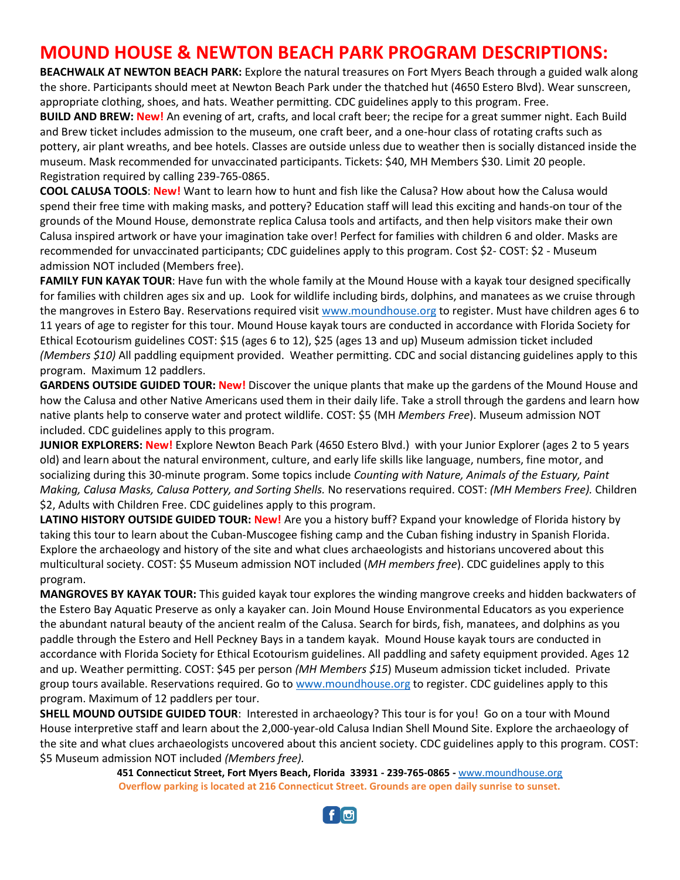# MOUND HOUSE & NEWTON BEACH PARK PROGRAM DESCRIPTIONS:

**BEACHWALK AT NEWTON BEACH PARK:** Explore the natural treasures on Fort Myers Beach through a guided walk along the shore. Participants should meet at Newton Beach Park under the thatched hut (4650 Estero Blvd). Wear sunscreen, appropriate clothing, shoes, and hats. Weather permitting. CDC guidelines apply to this program. Free.

**BUILD AND BREW: New!** An evening of art, crafts, and local craft beer; the recipe for a great summer night. Each Build and Brew ticket includes admission to the museum, one craft beer, and a one-hour class of rotating crafts such as pottery, air plant wreaths, and bee hotels. Classes are outside unless due to weather then is socially distanced inside the museum. Mask recommended for unvaccinated participants. Tickets: $40, MH Members $30. Limit 20 people. Registration required by calling 239-765-0865.

**COOL CALUSA TOOLS**: **New!** Want to learn how to hunt and fish like the Calusa? How about how the Calusa would spend their free time with making masks, and pottery? Education staff will lead this exciting and hands-on tour of the grounds of the Mound House, demonstrate replica Calusa tools and artifacts, and then help visitors make their own Calusa inspired artwork or have your imagination take over! Perfect for families with children 6 and older. Masks are recommended for unvaccinated participants; CDC guidelines apply to this program. Cost $2- COST: $2 - Museum admission NOT included (Members free).

**FAMILY FUN KAYAK TOUR**: Have fun with the whole family at the Mound House with a kayak tour designed specifically for families with children ages six and up. Look for wildlife including birds, dolphins, and manatees as we cruise through the mangroves in Estero Bay. Reservations required visit www.moundhouse.org to register. Must have children ages 6 to 11 years of age to register for this tour. Mound House kayak tours are conducted in accordance with Florida Society for Ethical Ecotourism guidelines COST: $15 (ages 6 to 12), $25 (ages 13 and up) Museum admission ticket included *(Members $10)* All paddling equipment provided. Weather permitting. CDC and social distancing guidelines apply to this program. Maximum 12 paddlers.

**GARDENS OUTSIDE GUIDED TOUR: New!** Discover the unique plants that make up the gardens of the Mound House and how the Calusa and other Native Americans used them in their daily life. Take a stroll through the gardens and learn how native plants help to conserve water and protect wildlife. COST: $5 (MH *Members Free*). Museum admission NOT included. CDC guidelines apply to this program.

**JUNIOR EXPLORERS: New!** Explore Newton Beach Park (4650 Estero Blvd.) with your Junior Explorer (ages 2 to 5 years old) and learn about the natural environment, culture, and early life skills like language, numbers, fine motor, and socializing during this 30-minute program. Some topics include *Counting with Nature, Animals of the Estuary, Paint Making, Calusa Masks, Calusa Pottery, and Sorting Shells.* No reservations required. COST: *(MH Members Free).* Children $2, Adults with Children Free. CDC guidelines apply to this program.

**LATINO HISTORY OUTSIDE GUIDED TOUR: New!** Are you a history buff? Expand your knowledge of Florida history by taking this tour to learn about the Cuban-Muscogee fishing camp and the Cuban fishing industry in Spanish Florida. Explore the archaeology and history of the site and what clues archaeologists and historians uncovered about this multicultural society. COST: $5 Museum admission NOT included (*MH members free*). CDC guidelines apply to this program.

**MANGROVES BY KAYAK TOUR:** This guided kayak tour explores the winding mangrove creeks and hidden backwaters of the Estero Bay Aquatic Preserve as only a kayaker can. Join Mound House Environmental Educators as you experience the abundant natural beauty of the ancient realm of the Calusa. Search for birds, fish, manatees, and dolphins as you paddle through the Estero and Hell Peckney Bays in a tandem kayak. Mound House kayak tours are conducted in accordance with Florida Society for Ethical Ecotourism guidelines. All paddling and safety equipment provided. Ages 12 and up. Weather permitting. COST: $45 per person *(MH Members $15*) Museum admission ticket included. Private group tours available. Reservations required. Go to www.moundhouse.org to register. CDC guidelines apply to this program. Maximum of 12 paddlers per tour.

**SHELL MOUND OUTSIDE GUIDED TOUR**: Interested in archaeology? This tour is for you! Go on a tour with Mound House interpretive staff and learn about the 2,000-year-old Calusa Indian Shell Mound Site. Explore the archaeology of the site and what clues archaeologists uncovered about this ancient society. CDC guidelines apply to this program. COST: $5 Museum admission NOT included *(Members free).*

**451 Connecticut Street, Fort Myers Beach, Florida 33931 - 239-765-0865 -** www.moundhouse.org

**Overflow parking is located at 216 Connecticut Street. Grounds are open daily sunrise to sunset.**